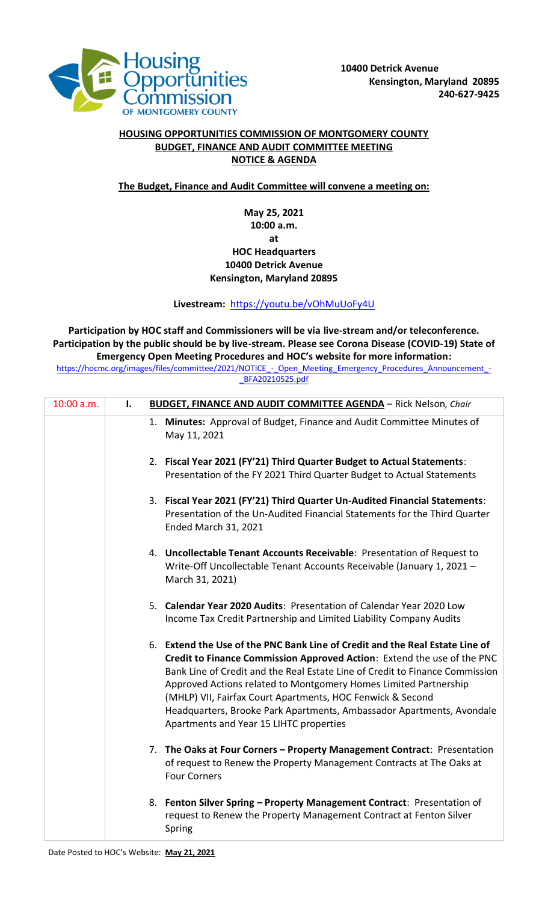Housing Opportunities Commission OF MONTGOMERY COUNTY

**10400 Detrick Avenue**
**Kensington, Maryland 20895**
**240-627-9425**

**HOUSING OPPORTUNITIES COMMISSION OF MONTGOMERY COUNTY**
**BUDGET, FINANCE AND AUDIT COMMITTEE MEETING**
**NOTICE & AGENDA**

**The Budget, Finance and Audit Committee will convene a meeting on:**

**May 25, 2021**
**10:00 a.m.**
**at**
**HOC Headquarters**
**10400 Detrick Avenue**
**Kensington, Maryland 20895**

**Livestream:** https://youtu.be/vOhMuUoFy4U

**Participation by HOC staff and Commissioners will be via live-stream and/or teleconference. Participation by the public should be by live-stream. Please see Corona Disease (COVID-19) State of Emergency Open Meeting Procedures and HOC's website for more information:**
https://hocmc.org/images/files/committee/2021/NOTICE_-_Open_Meeting_Emergency_Procedures_Announcement_-_BFA20210525.pdf

| 10:00 a.m. | **I.** **BUDGET, FINANCE AND AUDIT COMMITTEE AGENDA** – Rick Nelson, *Chair* |
|---|---|
| | 1. **Minutes:** Approval of Budget, Finance and Audit Committee Minutes of May 11, 2021 |
| | 2. **Fiscal Year 2021 (FY'21) Third Quarter Budget to Actual Statements**: Presentation of the FY 2021 Third Quarter Budget to Actual Statements |
| | 3. **Fiscal Year 2021 (FY'21) Third Quarter Un-Audited Financial Statements**: Presentation of the Un-Audited Financial Statements for the Third Quarter Ended March 31, 2021 |
| | 4. **Uncollectable Tenant Accounts Receivable**: Presentation of Request to Write-Off Uncollectable Tenant Accounts Receivable (January 1, 2021 – March 31, 2021) |
| | 5. **Calendar Year 2020 Audits**: Presentation of Calendar Year 2020 Low Income Tax Credit Partnership and Limited Liability Company Audits |
| | 6. **Extend the Use of the PNC Bank Line of Credit and the Real Estate Line of Credit to Finance Commission Approved Action**: Extend the use of the PNC Bank Line of Credit and the Real Estate Line of Credit to Finance Commission Approved Actions related to Montgomery Homes Limited Partnership (MHLP) VII, Fairfax Court Apartments, HOC Fenwick & Second Headquarters, Brooke Park Apartments, Ambassador Apartments, Avondale Apartments and Year 15 LIHTC properties |
| | 7. **The Oaks at Four Corners – Property Management Contract**: Presentation of request to Renew the Property Management Contracts at The Oaks at Four Corners |
| | 8. **Fenton Silver Spring – Property Management Contract**: Presentation of request to Renew the Property Management Contract at Fenton Silver Spring |

Date Posted to HOC's Website: **May 21, 2021**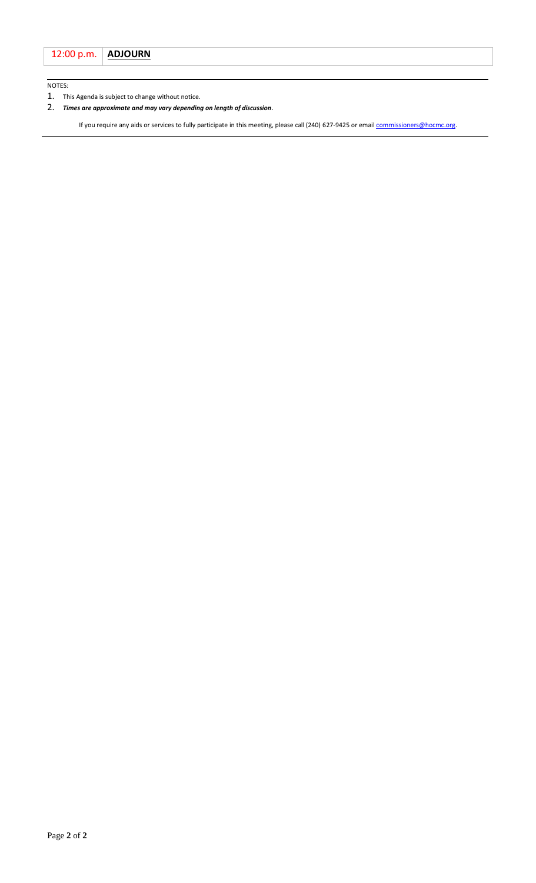| | |
|---|---|
| 12:00 p.m. | **ADJOURN** |

NOTES:

1. This Agenda is subject to change without notice.
2. ***Times are approximate and may vary depending on length of discussion***.

If you require any aids or services to fully participate in this meeting, please call (240) 627-9425 or email commissioners@hocmc.org.